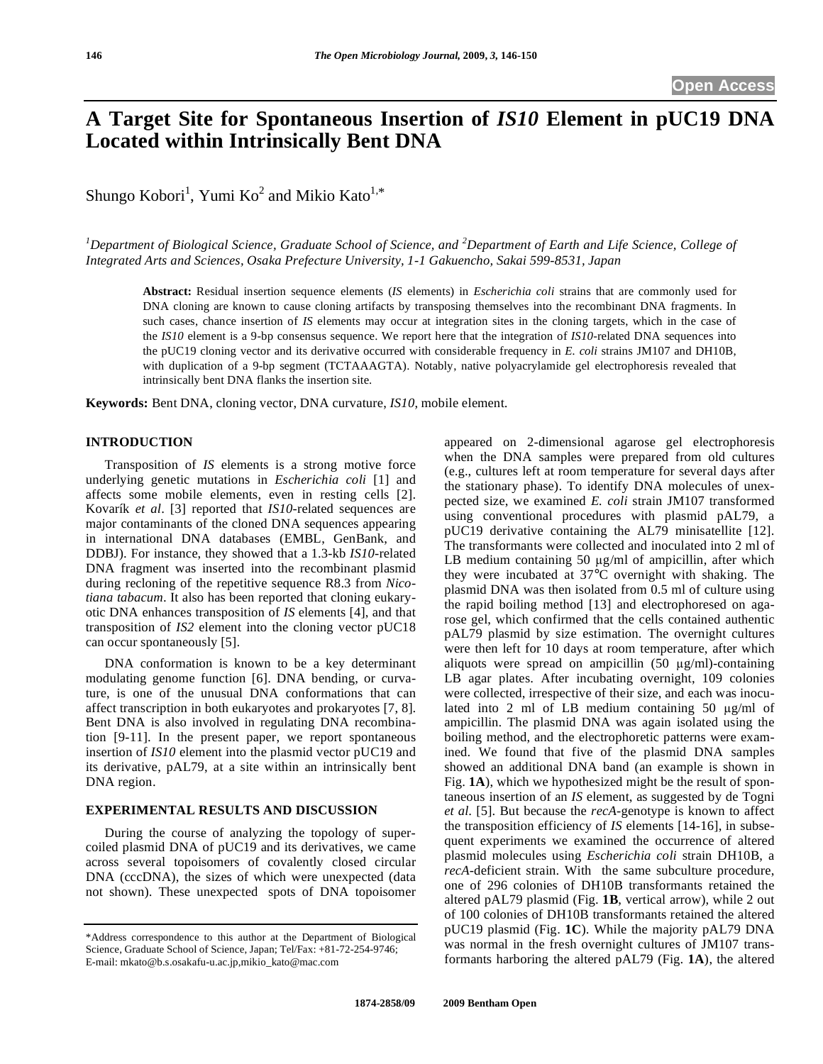# A Target Site for Spontaneous Insertion of *IS10* Element in pUC19 DNA Located within Intrinsically Bent DNA

Shungo Kobori[1], Yumi Ko[2] and Mikio Kato[1,*]

[1]*Department of Biological Science, Graduate School of Science, and* [2]*Department of Earth and Life Science, College of Integrated Arts and Sciences, Osaka Prefecture University, 1-1 Gakuencho, Sakai 599-8531, Japan*

**Abstract:** Residual insertion sequence elements (*IS* elements) in *Escherichia coli* strains that are commonly used for DNA cloning are known to cause cloning artifacts by transposing themselves into the recombinant DNA fragments. In such cases, chance insertion of *IS* elements may occur at integration sites in the cloning targets, which in the case of the *IS10* element is a 9-bp consensus sequence. We report here that the integration of *IS10*-related DNA sequences into the pUC19 cloning vector and its derivative occurred with considerable frequency in *E. coli* strains JM107 and DH10B, with duplication of a 9-bp segment (TCTAAAGTA). Notably, native polyacrylamide gel electrophoresis revealed that intrinsically bent DNA flanks the insertion site.

**Keywords:** Bent DNA, cloning vector, DNA curvature, *IS10*, mobile element.

## INTRODUCTION

Transposition of *IS* elements is a strong motive force underlying genetic mutations in *Escherichia coli* [1] and affects some mobile elements, even in resting cells [2]. Kovarík *et al*. [3] reported that *IS10*-related sequences are major contaminants of the cloned DNA sequences appearing in international DNA databases (EMBL, GenBank, and DDBJ). For instance, they showed that a 1.3-kb *IS10*-related DNA fragment was inserted into the recombinant plasmid during recloning of the repetitive sequence R8.3 from *Nicotiana tabacum*. It also has been reported that cloning eukaryotic DNA enhances transposition of *IS* elements [4], and that transposition of *IS2* element into the cloning vector pUC18 can occur spontaneously [5].

DNA conformation is known to be a key determinant modulating genome function [6]. DNA bending, or curvature, is one of the unusual DNA conformations that can affect transcription in both eukaryotes and prokaryotes [7, 8]. Bent DNA is also involved in regulating DNA recombination [9-11]. In the present paper, we report spontaneous insertion of *IS10* element into the plasmid vector pUC19 and its derivative, pAL79, at a site within an intrinsically bent DNA region.

## EXPERIMENTAL RESULTS AND DISCUSSION

During the course of analyzing the topology of supercoiled plasmid DNA of pUC19 and its derivatives, we came across several topoisomers of covalently closed circular DNA (cccDNA), the sizes of which were unexpected (data not shown). These unexpected spots of DNA topoisomer appeared on 2-dimensional agarose gel electrophoresis when the DNA samples were prepared from old cultures (e.g., cultures left at room temperature for several days after the stationary phase). To identify DNA molecules of unexpected size, we examined *E. coli* strain JM107 transformed using conventional procedures with plasmid pAL79, a pUC19 derivative containing the AL79 minisatellite [12]. The transformants were collected and inoculated into 2 ml of LB medium containing 50 μg/ml of ampicillin, after which they were incubated at 37°C overnight with shaking. The plasmid DNA was then isolated from 0.5 ml of culture using the rapid boiling method [13] and electrophoresed on agarose gel, which confirmed that the cells contained authentic pAL79 plasmid by size estimation. The overnight cultures were then left for 10 days at room temperature, after which aliquots were spread on ampicillin (50 μg/ml)-containing LB agar plates. After incubating overnight, 109 colonies were collected, irrespective of their size, and each was inoculated into 2 ml of LB medium containing 50 μg/ml of ampicillin. The plasmid DNA was again isolated using the boiling method, and the electrophoretic patterns were examined. We found that five of the plasmid DNA samples showed an additional DNA band (an example is shown in Fig. **1A**), which we hypothesized might be the result of spontaneous insertion of an *IS* element, as suggested by de Togni *et al*. [5]. But because the *recA*-genotype is known to affect the transposition efficiency of *IS* elements [14-16], in subsequent experiments we examined the occurrence of altered plasmid molecules using *Escherichia coli* strain DH10B, a *recA*-deficient strain. With the same subculture procedure, one of 296 colonies of DH10B transformants retained the altered pAL79 plasmid (Fig. **1B**, vertical arrow), while 2 out of 100 colonies of DH10B transformants retained the altered pUC19 plasmid (Fig. **1C**). While the majority pAL79 DNA was normal in the fresh overnight cultures of JM107 transformants harboring the altered pAL79 (Fig. **1A**), the altered

*Address correspondence to this author at the Department of Biological Science, Graduate School of Science, Japan; Tel/Fax: +81-72-254-9746; E-mail: mkato@b.s.osakafu-u.ac.jp,mikio_kato@mac.com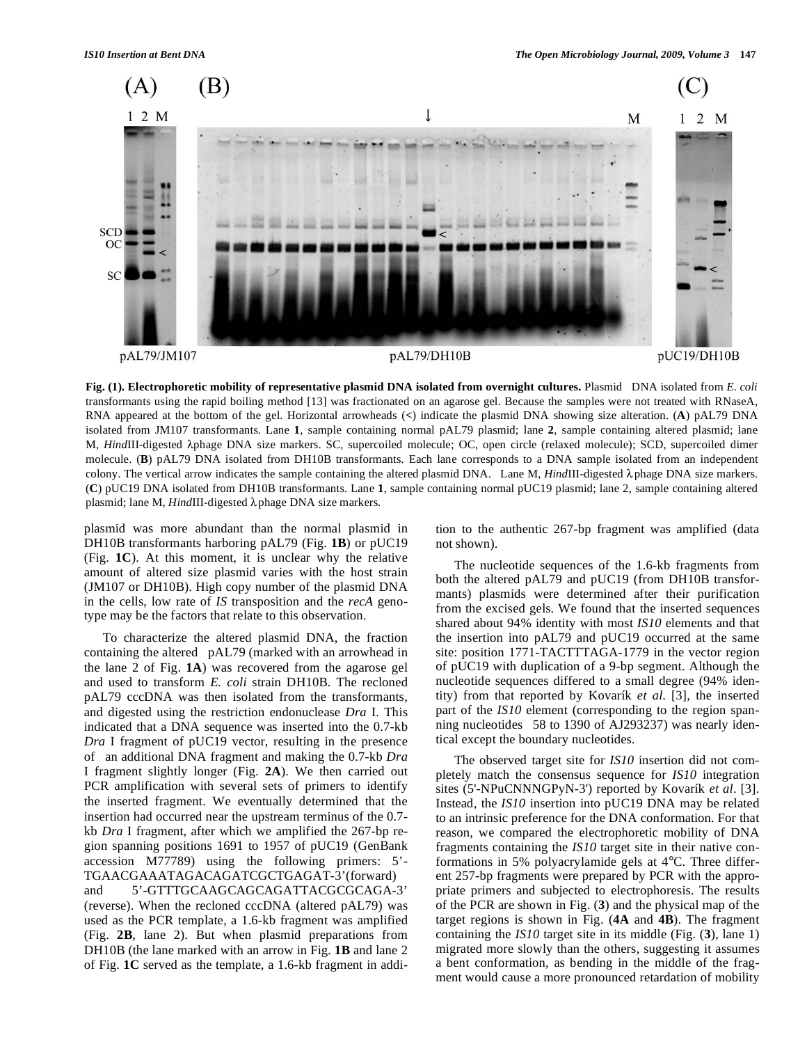**Fig. (1). Electrophoretic mobility of representative plasmid DNA isolated from overnight cultures.** Plasmid DNA isolated from *E. coli* transformants using the rapid boiling method [13] was fractionated on an agarose gel. Because the samples were not treated with RNaseA, RNA appeared at the bottom of the gel. Horizontal arrowheads (<) indicate the plasmid DNA showing size alteration. (**A**) pAL79 DNA isolated from JM107 transformants. Lane **1**, sample containing normal pAL79 plasmid; lane **2**, sample containing altered plasmid; lane M, *Hind*III-digested λphage DNA size markers. SC, supercoiled molecule; OC, open circle (relaxed molecule); SCD, supercoiled dimer molecule. (**B**) pAL79 DNA isolated from DH10B transformants. Each lane corresponds to a DNA sample isolated from an independent colony. The vertical arrow indicates the sample containing the altered plasmid DNA. Lane M, *Hind*III-digested λ phage DNA size markers. (**C**) pUC19 DNA isolated from DH10B transformants. Lane **1**, sample containing normal pUC19 plasmid; lane 2, sample containing altered plasmid; lane M, *Hind*III-digested λ phage DNA size markers.

plasmid was more abundant than the normal plasmid in DH10B transformants harboring pAL79 (Fig. **1B**) or pUC19 (Fig. **1C**). At this moment, it is unclear why the relative amount of altered size plasmid varies with the host strain (JM107 or DH10B). High copy number of the plasmid DNA in the cells, low rate of *IS* transposition and the *recA* genotype may be the factors that relate to this observation.

To characterize the altered plasmid DNA, the fraction containing the altered pAL79 (marked with an arrowhead in the lane 2 of Fig. **1A**) was recovered from the agarose gel and used to transform *E. coli* strain DH10B. The recloned pAL79 cccDNA was then isolated from the transformants, and digested using the restriction endonuclease *Dra* I. This indicated that a DNA sequence was inserted into the 0.7-kb *Dra* I fragment of pUC19 vector, resulting in the presence of an additional DNA fragment and making the 0.7-kb *Dra* I fragment slightly longer (Fig. **2A**). We then carried out PCR amplification with several sets of primers to identify the inserted fragment. We eventually determined that the insertion had occurred near the upstream terminus of the 0.7-kb *Dra* I fragment, after which we amplified the 267-bp region spanning positions 1691 to 1957 of pUC19 (GenBank accession M77789) using the following primers: 5'-TGAACGAAATAGACAGATCGCTGAGAT-3'(forward) and 5'-GTTTGCAAGCAGCAGATTACGCGCAGA-3' (reverse). When the recloned cccDNA (altered pAL79) was used as the PCR template, a 1.6-kb fragment was amplified (Fig. **2B**, lane 2). But when plasmid preparations from DH10B (the lane marked with an arrow in Fig. **1B** and lane 2 of Fig. **1C** served as the template, a 1.6-kb fragment in addition to the authentic 267-bp fragment was amplified (data not shown).

The nucleotide sequences of the 1.6-kb fragments from both the altered pAL79 and pUC19 (from DH10B transformants) plasmids were determined after their purification from the excised gels. We found that the inserted sequences shared about 94% identity with most *IS10* elements and that the insertion into pAL79 and pUC19 occurred at the same site: position 1771-TACTTTAGA-1779 in the vector region of pUC19 with duplication of a 9-bp segment. Although the nucleotide sequences differed to a small degree (94% identity) from that reported by Kovarík *et al.* [3], the inserted part of the *IS10* element (corresponding to the region spanning nucleotides 58 to 1390 of AJ293237) was nearly identical except the boundary nucleotides.

The observed target site for *IS10* insertion did not completely match the consensus sequence for *IS10* integration sites (5'-NPuCNNNGPyN-3') reported by Kovarík *et al*. [3]. Instead, the *IS10* insertion into pUC19 DNA may be related to an intrinsic preference for the DNA conformation. For that reason, we compared the electrophoretic mobility of DNA fragments containing the *IS10* target site in their native conformations in 5% polyacrylamide gels at 4°C. Three different 257-bp fragments were prepared by PCR with the appropriate primers and subjected to electrophoresis. The results of the PCR are shown in Fig. (**3**) and the physical map of the target regions is shown in Fig. (**4A** and **4B**). The fragment containing the *IS10* target site in its middle (Fig. (**3**), lane 1) migrated more slowly than the others, suggesting it assumes a bent conformation, as bending in the middle of the fragment would cause a more pronounced retardation of mobility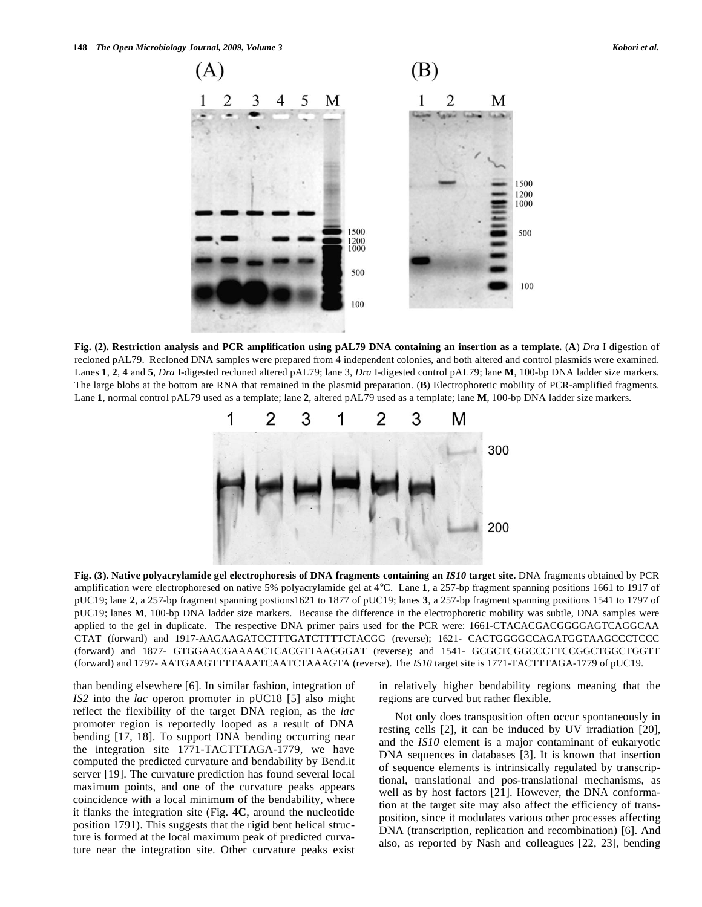**Fig. (2). Restriction analysis and PCR amplification using pAL79 DNA containing an insertion as a template.** (**A**) *Dra* I digestion of recloned pAL79. Recloned DNA samples were prepared from 4 independent colonies, and both altered and control plasmids were examined. Lanes **1**, **2**, **4** and **5**, *Dra* I-digested recloned altered pAL79; lane 3, *Dra* I-digested control pAL79; lane **M**, 100-bp DNA ladder size markers. The large blobs at the bottom are RNA that remained in the plasmid preparation. (**B**) Electrophoretic mobility of PCR-amplified fragments. Lane **1**, normal control pAL79 used as a template; lane **2**, altered pAL79 used as a template; lane **M**, 100-bp DNA ladder size markers.

**Fig. (3). Native polyacrylamide gel electrophoresis of DNA fragments containing an *IS10* target site.** DNA fragments obtained by PCR amplification were electrophoresed on native 5% polyacrylamide gel at 4°C. Lane **1**, a 257-bp fragment spanning positions 1661 to 1917 of pUC19; lane **2**, a 257-bp fragment spanning postions1621 to 1877 of pUC19; lanes **3**, a 257-bp fragment spanning positions 1541 to 1797 of pUC19; lanes **M**, 100-bp DNA ladder size markers. Because the difference in the electrophoretic mobility was subtle, DNA samples were applied to the gel in duplicate. The respective DNA primer pairs used for the PCR were: 1661-CTACACGACGGGGAGTCAGGCAA CTAT (forward) and 1917-AAGAAGATCCTTTGATCTTTTCTACGG (reverse); 1621- CACTGGGGCCAGATGGTAAGCCCTCCC (forward) and 1877- GTGGAACGAAAACTCACGTTAAGGGAT (reverse); and 1541- GCGCTCGGCCCTTCCGGCTGGCTGGTT (forward) and 1797- AATGAAGTTTTAAATCAATCTAAAGTA (reverse). The *IS10* target site is 1771-TACTTTAGA-1779 of pUC19.

than bending elsewhere [6]. In similar fashion, integration of *IS2* into the *lac* operon promoter in pUC18 [5] also might reflect the flexibility of the target DNA region, as the *lac* promoter region is reportedly looped as a result of DNA bending [17, 18]. To support DNA bending occurring near the integration site 1771-TACTTTAGA-1779, we have computed the predicted curvature and bendability by Bend.it server [19]. The curvature prediction has found several local maximum points, and one of the curvature peaks appears coincidence with a local minimum of the bendability, where it flanks the integration site (Fig. **4C**, around the nucleotide position 1791). This suggests that the rigid bent helical structure is formed at the local maximum peak of predicted curvature near the integration site. Other curvature peaks exist in relatively higher bendability regions meaning that the regions are curved but rather flexible.

Not only does transposition often occur spontaneously in resting cells [2], it can be induced by UV irradiation [20], and the *IS10* element is a major contaminant of eukaryotic DNA sequences in databases [3]. It is known that insertion of sequence elements is intrinsically regulated by transcriptional, translational and pos-translational mechanisms, as well as by host factors [21]. However, the DNA conformation at the target site may also affect the efficiency of transposition, since it modulates various other processes affecting DNA (transcription, replication and recombination) [6]. And also, as reported by Nash and colleagues [22, 23], bending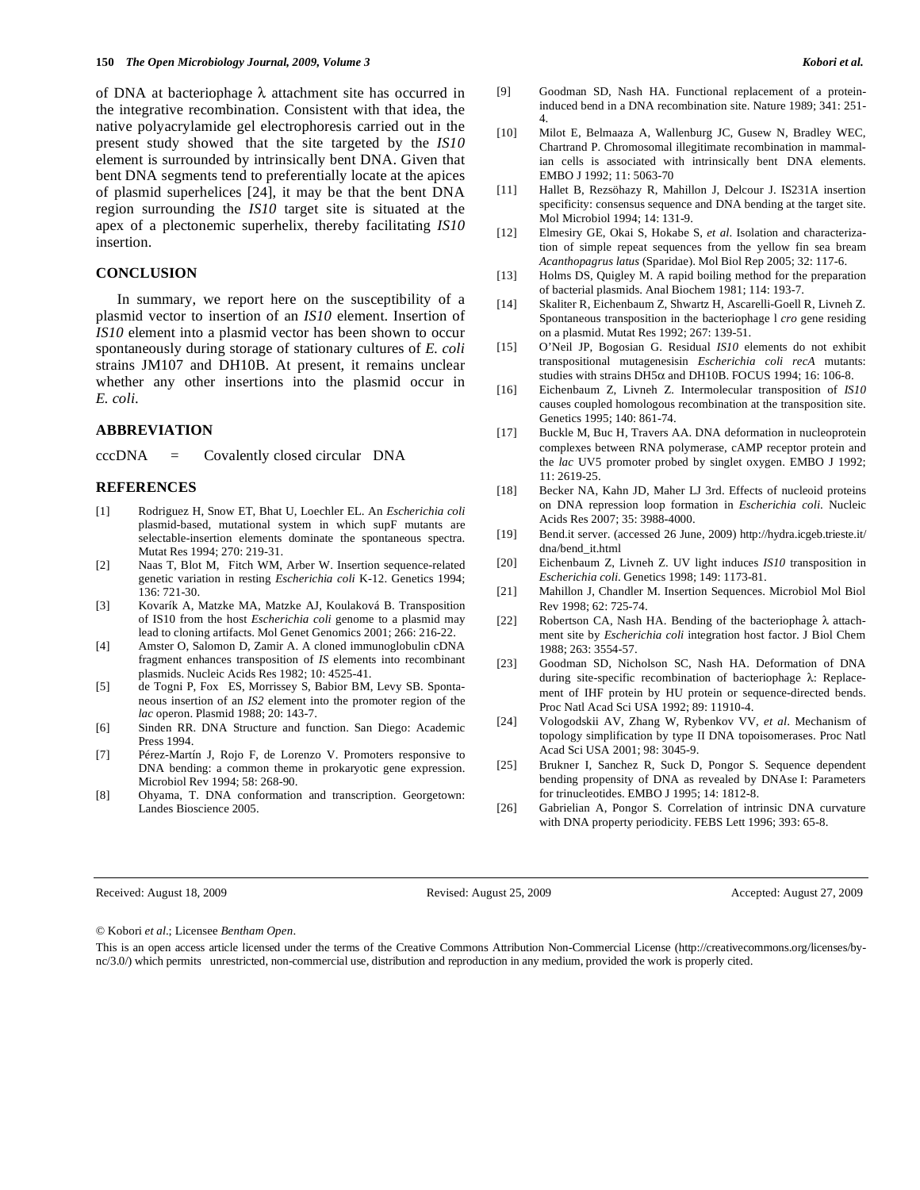of DNA at bacteriophage λ attachment site has occurred in the integrative recombination. Consistent with that idea, the native polyacrylamide gel electrophoresis carried out in the present study showed that the site targeted by the *IS10* element is surrounded by intrinsically bent DNA. Given that bent DNA segments tend to preferentially locate at the apices of plasmid superhelices [24], it may be that the bent DNA region surrounding the *IS10* target site is situated at the apex of a plectonemic superhelix, thereby facilitating *IS10* insertion.

## CONCLUSION

In summary, we report here on the susceptibility of a plasmid vector to insertion of an *IS10* element. Insertion of *IS10* element into a plasmid vector has been shown to occur spontaneously during storage of stationary cultures of *E. coli* strains JM107 and DH10B. At present, it remains unclear whether any other insertions into the plasmid occur in *E. coli*.

## ABBREVIATION

cccDNA = Covalently closed circular DNA

## REFERENCES

[1] Rodriguez H, Snow ET, Bhat U, Loechler EL. An *Escherichia coli* plasmid-based, mutational system in which supF mutants are selectable-insertion elements dominate the spontaneous spectra. Mutat Res 1994; 270: 219-31.

[2] Naas T, Blot M, Fitch WM, Arber W. Insertion sequence-related genetic variation in resting *Escherichia coli* K-12. Genetics 1994; 136: 721-30.

[3] Kovarík A, Matzke MA, Matzke AJ, Koulaková B. Transposition of IS10 from the host *Escherichia coli* genome to a plasmid may lead to cloning artifacts. Mol Genet Genomics 2001; 266: 216-22.

[4] Amster O, Salomon D, Zamir A. A cloned immunoglobulin cDNA fragment enhances transposition of *IS* elements into recombinant plasmids. Nucleic Acids Res 1982; 10: 4525-41.

[5] de Togni P, Fox ES, Morrissey S, Babior BM, Levy SB. Spontaneous insertion of an *IS2* element into the promoter region of the *lac* operon. Plasmid 1988; 20: 143-7.

[6] Sinden RR. DNA Structure and function. San Diego: Academic Press 1994.

[7] Pérez-Martín J, Rojo F, de Lorenzo V. Promoters responsive to DNA bending: a common theme in prokaryotic gene expression. Microbiol Rev 1994; 58: 268-90.

[8] Ohyama, T. DNA conformation and transcription. Georgetown: Landes Bioscience 2005.

[9] Goodman SD, Nash HA. Functional replacement of a protein-induced bend in a DNA recombination site. Nature 1989; 341: 251-4.

[10] Milot E, Belmaaza A, Wallenburg JC, Gusew N, Bradley WEC, Chartrand P. Chromosomal illegitimate recombination in mammalian cells is associated with intrinsically bent DNA elements. EMBO J 1992; 11: 5063-70

[11] Hallet B, Rezsöhazy R, Mahillon J, Delcour J. IS231A insertion specificity: consensus sequence and DNA bending at the target site. Mol Microbiol 1994; 14: 131-9.

[12] Elmesiry GE, Okai S, Hokabe S, *et al*. Isolation and characterization of simple repeat sequences from the yellow fin sea bream *Acanthopagrus latus* (Sparidae). Mol Biol Rep 2005; 32: 117-6.

[13] Holms DS, Quigley M. A rapid boiling method for the preparation of bacterial plasmids. Anal Biochem 1981; 114: 193-7.

[14] Skaliter R, Eichenbaum Z, Shwartz H, Ascarelli-Goell R, Livneh Z. Spontaneous transposition in the bacteriophage l *cro* gene residing on a plasmid. Mutat Res 1992; 267: 139-51.

[15] O'Neil JP, Bogosian G. Residual *IS10* elements do not exhibit transpositional mutagenesisin *Escherichia coli recA* mutants: studies with strains DH5α and DH10B. FOCUS 1994; 16: 106-8.

[16] Eichenbaum Z, Livneh Z. Intermolecular transposition of *IS10* causes coupled homologous recombination at the transposition site. Genetics 1995; 140: 861-74.

[17] Buckle M, Buc H, Travers AA. DNA deformation in nucleoprotein complexes between RNA polymerase, cAMP receptor protein and the *lac* UV5 promoter probed by singlet oxygen. EMBO J 1992; 11: 2619-25.

[18] Becker NA, Kahn JD, Maher LJ 3rd. Effects of nucleoid proteins on DNA repression loop formation in *Escherichia coli*. Nucleic Acids Res 2007; 35: 3988-4000.

[19] Bend.it server. (accessed 26 June, 2009) http://hydra.icgeb.trieste.it/dna/bend_it.html

[20] Eichenbaum Z, Livneh Z. UV light induces *IS10* transposition in *Escherichia coli*. Genetics 1998; 149: 1173-81.

[21] Mahillon J, Chandler M. Insertion Sequences. Microbiol Mol Biol Rev 1998; 62: 725-74.

[22] Robertson CA, Nash HA. Bending of the bacteriophage λ attachment site by *Escherichia coli* integration host factor. J Biol Chem 1988; 263: 3554-57.

[23] Goodman SD, Nicholson SC, Nash HA. Deformation of DNA during site-specific recombination of bacteriophage λ: Replacement of IHF protein by HU protein or sequence-directed bends. Proc Natl Acad Sci USA 1992; 89: 11910-4.

[24] Vologodskii AV, Zhang W, Rybenkov VV, *et al*. Mechanism of topology simplification by type II DNA topoisomerases. Proc Natl Acad Sci USA 2001; 98: 3045-9.

[25] Brukner I, Sanchez R, Suck D, Pongor S. Sequence dependent bending propensity of DNA as revealed by DNAse I: Parameters for trinucleotides. EMBO J 1995; 14: 1812-8.

[26] Gabrielian A, Pongor S. Correlation of intrinsic DNA curvature with DNA property periodicity. FEBS Lett 1996; 393: 65-8.

Received: August 18, 2009 Revised: August 25, 2009 Accepted: August 27, 2009

© Kobori *et al*.; Licensee *Bentham Open*.

This is an open access article licensed under the terms of the Creative Commons Attribution Non-Commercial License (http://creativecommons.org/licenses/by-nc/3.0/) which permits unrestricted, non-commercial use, distribution and reproduction in any medium, provided the work is properly cited.